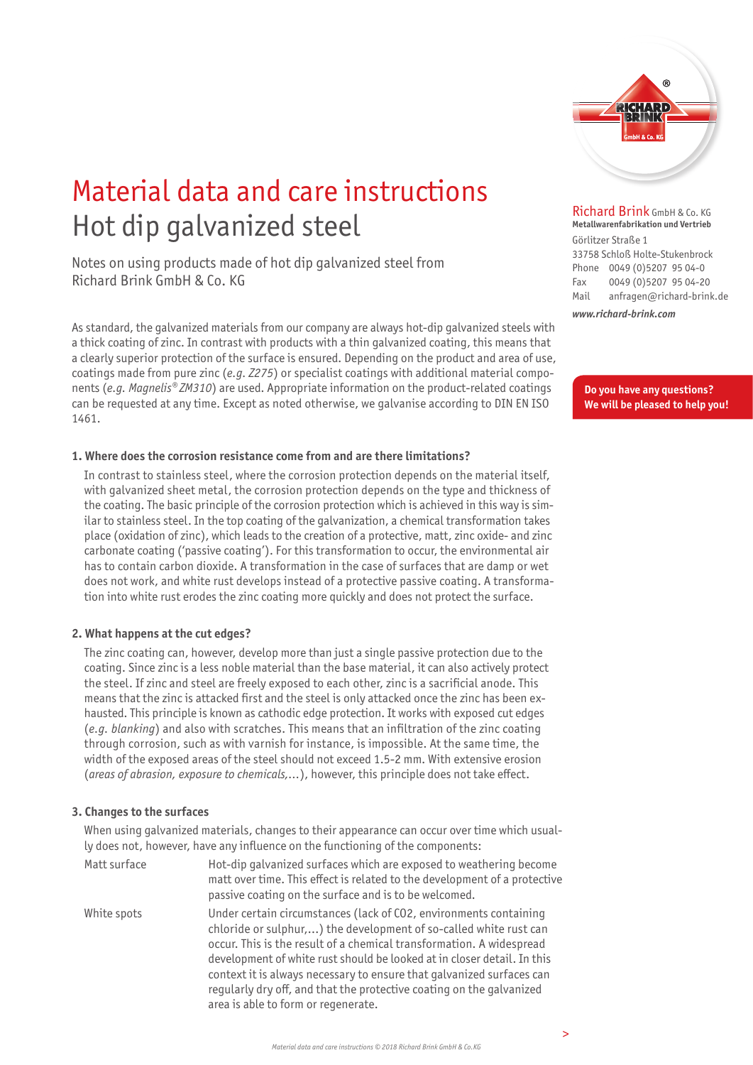# Material data and care instructions
## Hot dip galvanized steel

Notes on using products made of hot dip galvanized steel from Richard Brink GmbH & Co. KG

**Richard Brink** GmbH & Co. KG
**Metallwarenfabrikation und Vertrieb**

Görlitzer Straße 1
33758 Schloß Holte-Stukenbrock
Phone 0049 (0)5207 95 04-0
Fax 0049 (0)5207 95 04-20
Mail anfragen@richard-brink.de

***www.richard-brink.com***

**Do you have any questions? We will be pleased to help you!**

As standard, the galvanized materials from our company are always hot-dip galvanized steels with a thick coating of zinc. In contrast with products with a thin galvanized coating, this means that a clearly superior protection of the surface is ensured. Depending on the product and area of use, coatings made from pure zinc (*e.g. Z275*) or specialist coatings with additional material components (*e.g. Magnelis® ZM310*) are used. Appropriate information on the product-related coatings can be requested at any time. Except as noted otherwise, we galvanise according to DIN EN ISO 1461.

### 1. Where does the corrosion resistance come from and are there limitations?

In contrast to stainless steel, where the corrosion protection depends on the material itself, with galvanized sheet metal, the corrosion protection depends on the type and thickness of the coating. The basic principle of the corrosion protection which is achieved in this way is similar to stainless steel. In the top coating of the galvanization, a chemical transformation takes place (oxidation of zinc), which leads to the creation of a protective, matt, zinc oxide- and zinc carbonate coating ('passive coating'). For this transformation to occur, the environmental air has to contain carbon dioxide. A transformation in the case of surfaces that are damp or wet does not work, and white rust develops instead of a protective passive coating. A transformation into white rust erodes the zinc coating more quickly and does not protect the surface.

### 2. What happens at the cut edges?

The zinc coating can, however, develop more than just a single passive protection due to the coating. Since zinc is a less noble material than the base material, it can also actively protect the steel. If zinc and steel are freely exposed to each other, zinc is a sacrificial anode. This means that the zinc is attacked first and the steel is only attacked once the zinc has been exhausted. This principle is known as cathodic edge protection. It works with exposed cut edges (*e.g. blanking*) and also with scratches. This means that an infiltration of the zinc coating through corrosion, such as with varnish for instance, is impossible. At the same time, the width of the exposed areas of the steel should not exceed 1.5-2 mm. With extensive erosion (*areas of abrasion, exposure to chemicals,...*), however, this principle does not take effect.

### 3. Changes to the surfaces

When using galvanized materials, changes to their appearance can occur over time which usually does not, however, have any influence on the functioning of the components:

| | |
|---|---|
| Matt surface | Hot-dip galvanized surfaces which are exposed to weathering become matt over time. This effect is related to the development of a protective passive coating on the surface and is to be welcomed. |
| White spots | Under certain circumstances (lack of $CO_2$, environments containing chloride or sulphur,...) the development of so-called white rust can occur. This is the result of a chemical transformation. A widespread development of white rust should be looked at in closer detail. In this context it is always necessary to ensure that galvanized surfaces can regularly dry off, and that the protective coating on the galvanized area is able to form or regenerate. |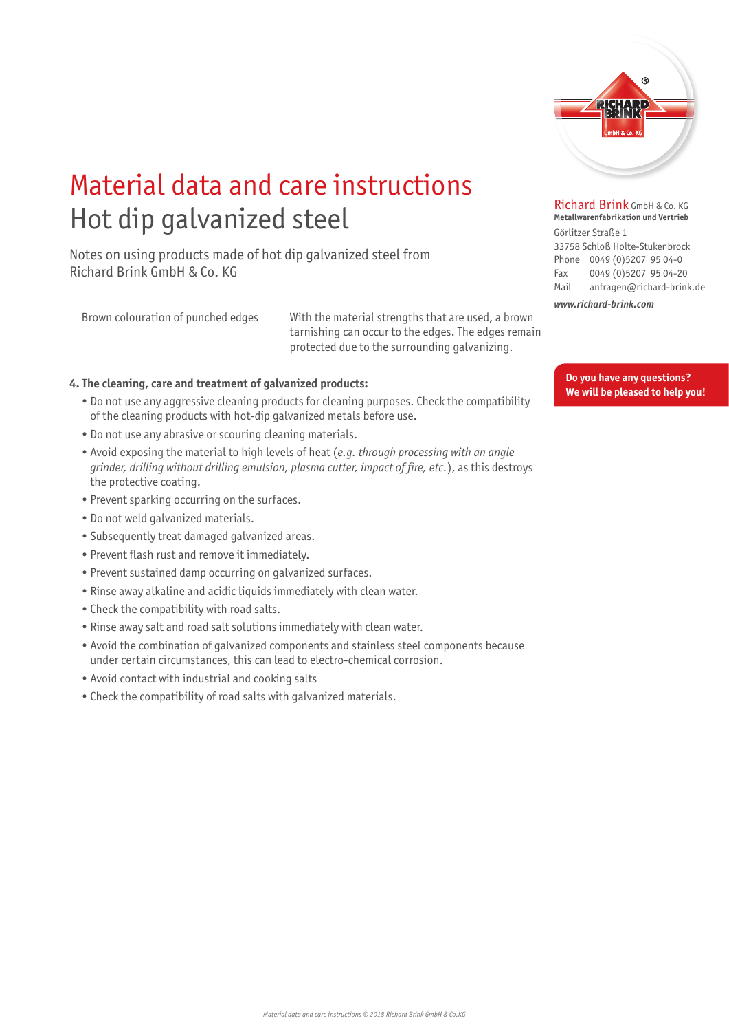# Material data and care instructions
## Hot dip galvanized steel

Notes on using products made of hot dip galvanized steel from Richard Brink GmbH & Co. KG

**Richard Brink** GmbH & Co. KG
**Metallwarenfabrikation und Vertrieb**
Görlitzer Straße 1
33758 Schloß Holte-Stukenbrock
Phone 0049 (0)5207 95 04-0
Fax 0049 (0)5207 95 04-20
Mail anfragen@richard-brink.de
***www.richard-brink.com***

**Do you have any questions? We will be pleased to help you!**

| | |
|---|---|
| Brown colouration of punched edges | With the material strengths that are used, a brown tarnishing can occur to the edges. The edges remain protected due to the surrounding galvanizing. |

**4. The cleaning, care and treatment of galvanized products:**

- Do not use any aggressive cleaning products for cleaning purposes. Check the compatibility of the cleaning products with hot-dip galvanized metals before use.
- Do not use any abrasive or scouring cleaning materials.
- Avoid exposing the material to high levels of heat (*e.g. through processing with an angle grinder, drilling without drilling emulsion, plasma cutter, impact of fire, etc.*), as this destroys the protective coating.
- Prevent sparking occurring on the surfaces.
- Do not weld galvanized materials.
- Subsequently treat damaged galvanized areas.
- Prevent flash rust and remove it immediately.
- Prevent sustained damp occurring on galvanized surfaces.
- Rinse away alkaline and acidic liquids immediately with clean water.
- Check the compatibility with road salts.
- Rinse away salt and road salt solutions immediately with clean water.
- Avoid the combination of galvanized components and stainless steel components because under certain circumstances, this can lead to electro-chemical corrosion.
- Avoid contact with industrial and cooking salts
- Check the compatibility of road salts with galvanized materials.